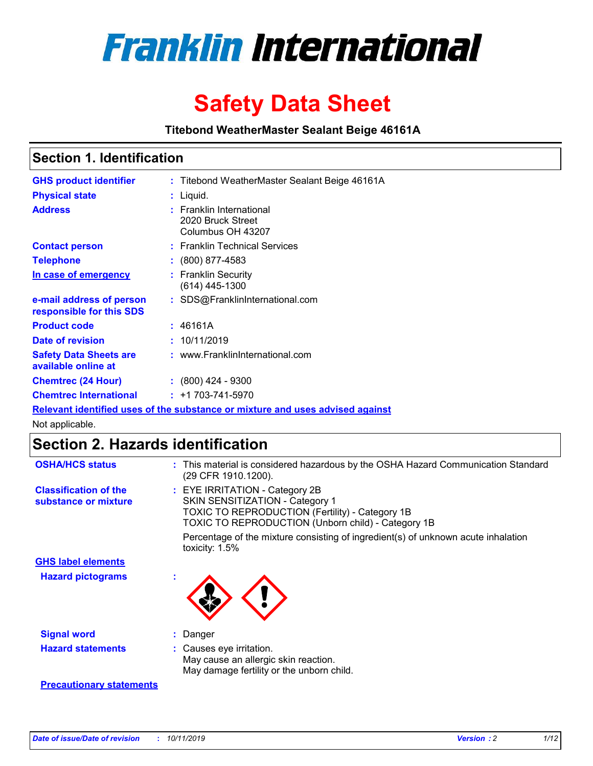# Franklin International

# Safety Data Sheet

**Titebond WeatherMaster Sealant Beige 46161A**

## Section 1. Identification

| | | |
|---|---|---|
| **GHS product identifier** | : | Titebond WeatherMaster Sealant Beige 46161A |
| **Physical state** | : | Liquid. |
| **Address** | : | Franklin International<br>2020 Bruck Street<br>Columbus OH 43207 |
| **Contact person** | : | Franklin Technical Services |
| **Telephone** | : | (800) 877-4583 |
| **In case of emergency** | : | Franklin Security<br>(614) 445-1300 |
| **e-mail address of person responsible for this SDS** | : | SDS@FranklinInternational.com |
| **Product code** | : | 46161A |
| **Date of revision** | : | 10/11/2019 |
| **Safety Data Sheets are available online at** | : | www.FranklinInternational.com |
| **Chemtrec (24 Hour)** | : | (800) 424 - 9300 |
| **Chemtrec International** | : | +1 703-741-5970 |

**Relevant identified uses of the substance or mixture and uses advised against**

Not applicable.

## Section 2. Hazards identification

| | | |
|---|---|---|
| **OSHA/HCS status** | : | This material is considered hazardous by the OSHA Hazard Communication Standard (29 CFR 1910.1200). |
| **Classification of the substance or mixture** | : | EYE IRRITATION - Category 2B<br>SKIN SENSITIZATION - Category 1<br>TOXIC TO REPRODUCTION (Fertility) - Category 1B<br>TOXIC TO REPRODUCTION (Unborn child) - Category 1B<br><br>Percentage of the mixture consisting of ingredient(s) of unknown acute inhalation toxicity: 1.5% |

**GHS label elements**

| | | |
|---|---|---|
| **Hazard pictograms** | : | |
| **Signal word** | : | Danger |
| **Hazard statements** | : | Causes eye irritation.<br>May cause an allergic skin reaction.<br>May damage fertility or the unborn child. |

**Precautionary statements**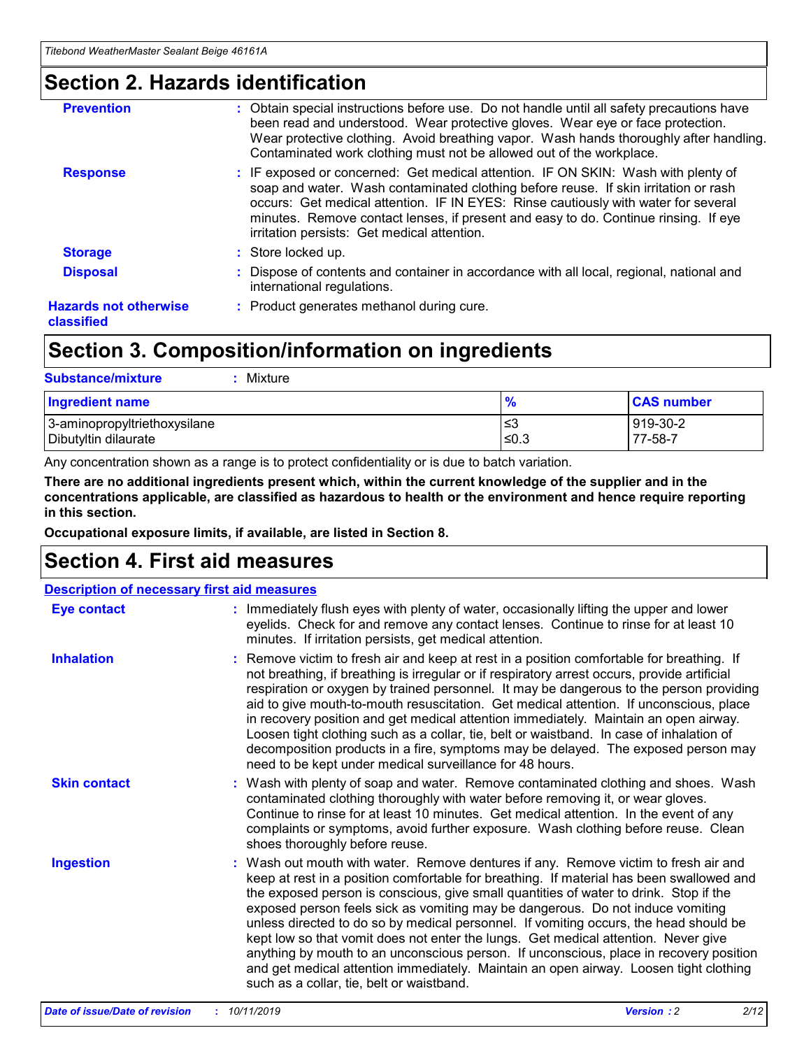## Section 2. Hazards identification

**Prevention** : Obtain special instructions before use. Do not handle until all safety precautions have been read and understood. Wear protective gloves. Wear eye or face protection. Wear protective clothing. Avoid breathing vapor. Wash hands thoroughly after handling. Contaminated work clothing must not be allowed out of the workplace.

**Response** : IF exposed or concerned: Get medical attention. IF ON SKIN: Wash with plenty of soap and water. Wash contaminated clothing before reuse. If skin irritation or rash occurs: Get medical attention. IF IN EYES: Rinse cautiously with water for several minutes. Remove contact lenses, if present and easy to do. Continue rinsing. If eye irritation persists: Get medical attention.

**Storage** : Store locked up.

**Disposal** : Dispose of contents and container in accordance with all local, regional, national and international regulations.

**Hazards not otherwise classified** : Product generates methanol during cure.

## Section 3. Composition/information on ingredients

**Substance/mixture** : Mixture

| Ingredient name | % | CAS number |
|---|---|---|
| 3-aminopropyltriethoxysilane | ≤3 | 919-30-2 |
| Dibutyltin dilaurate | ≤0.3 | 77-58-7 |

Any concentration shown as a range is to protect confidentiality or is due to batch variation.

**There are no additional ingredients present which, within the current knowledge of the supplier and in the concentrations applicable, are classified as hazardous to health or the environment and hence require reporting in this section.**

**Occupational exposure limits, if available, are listed in Section 8.**

## Section 4. First aid measures

**Description of necessary first aid measures**

**Eye contact** : Immediately flush eyes with plenty of water, occasionally lifting the upper and lower eyelids. Check for and remove any contact lenses. Continue to rinse for at least 10 minutes. If irritation persists, get medical attention.

**Inhalation** : Remove victim to fresh air and keep at rest in a position comfortable for breathing. If not breathing, if breathing is irregular or if respiratory arrest occurs, provide artificial respiration or oxygen by trained personnel. It may be dangerous to the person providing aid to give mouth-to-mouth resuscitation. Get medical attention. If unconscious, place in recovery position and get medical attention immediately. Maintain an open airway. Loosen tight clothing such as a collar, tie, belt or waistband. In case of inhalation of decomposition products in a fire, symptoms may be delayed. The exposed person may need to be kept under medical surveillance for 48 hours.

**Skin contact** : Wash with plenty of soap and water. Remove contaminated clothing and shoes. Wash contaminated clothing thoroughly with water before removing it, or wear gloves. Continue to rinse for at least 10 minutes. Get medical attention. In the event of any complaints or symptoms, avoid further exposure. Wash clothing before reuse. Clean shoes thoroughly before reuse.

**Ingestion** : Wash out mouth with water. Remove dentures if any. Remove victim to fresh air and keep at rest in a position comfortable for breathing. If material has been swallowed and the exposed person is conscious, give small quantities of water to drink. Stop if the exposed person feels sick as vomiting may be dangerous. Do not induce vomiting unless directed to do so by medical personnel. If vomiting occurs, the head should be kept low so that vomit does not enter the lungs. Get medical attention. Never give anything by mouth to an unconscious person. If unconscious, place in recovery position and get medical attention immediately. Maintain an open airway. Loosen tight clothing such as a collar, tie, belt or waistband.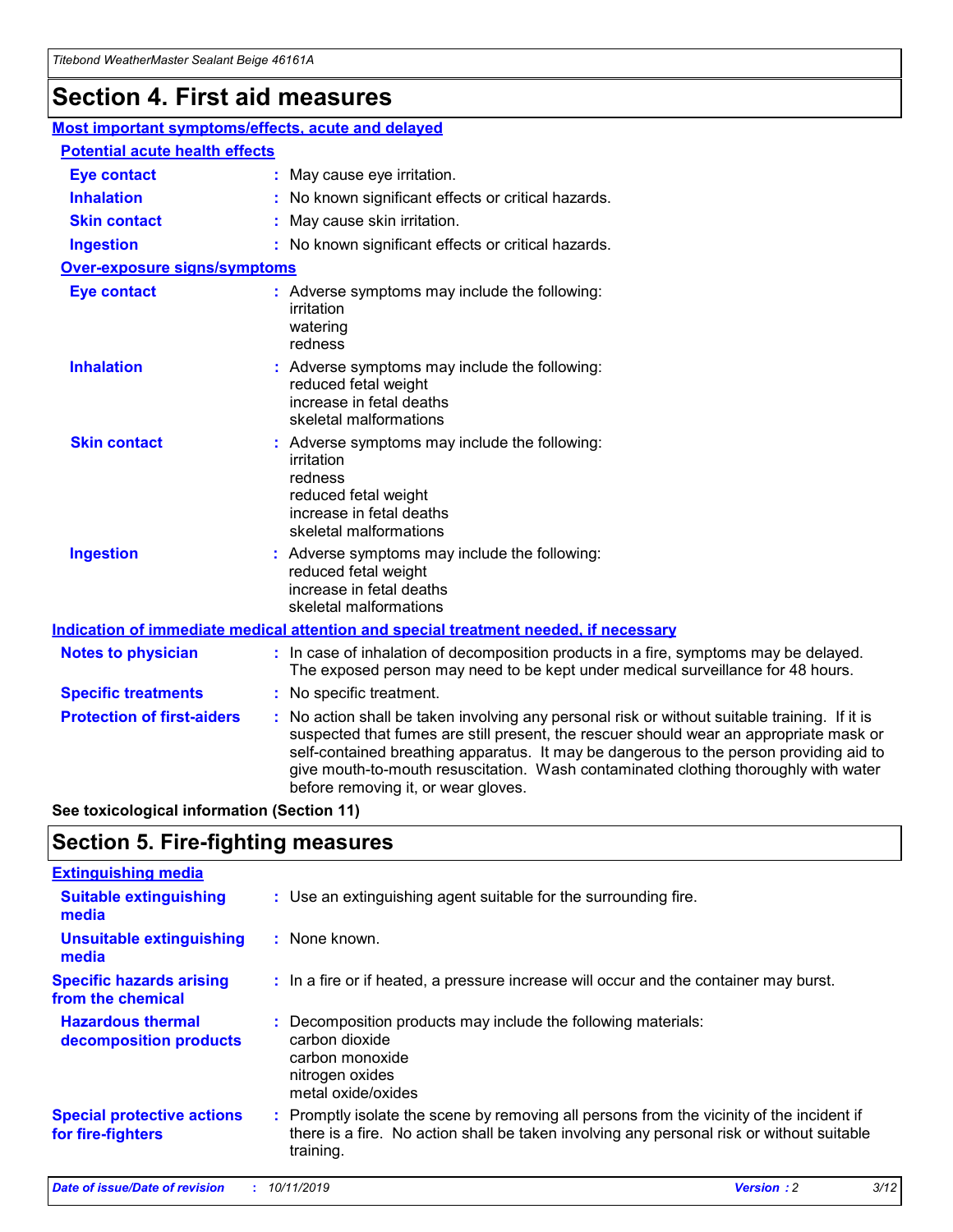# Section 4. First aid measures

## Most important symptoms/effects, acute and delayed

### Potential acute health effects

**Eye contact** : May cause eye irritation.

**Inhalation** : No known significant effects or critical hazards.

**Skin contact** : May cause skin irritation.

**Ingestion** : No known significant effects or critical hazards.

### Over-exposure signs/symptoms

**Eye contact** : Adverse symptoms may include the following:
irritation
watering
redness

**Inhalation** : Adverse symptoms may include the following:
reduced fetal weight
increase in fetal deaths
skeletal malformations

**Skin contact** : Adverse symptoms may include the following:
irritation
redness
reduced fetal weight
increase in fetal deaths
skeletal malformations

**Ingestion** : Adverse symptoms may include the following:
reduced fetal weight
increase in fetal deaths
skeletal malformations

## Indication of immediate medical attention and special treatment needed, if necessary

**Notes to physician** : In case of inhalation of decomposition products in a fire, symptoms may be delayed. The exposed person may need to be kept under medical surveillance for 48 hours.

**Specific treatments** : No specific treatment.

**Protection of first-aiders** : No action shall be taken involving any personal risk or without suitable training. If it is suspected that fumes are still present, the rescuer should wear an appropriate mask or self-contained breathing apparatus. It may be dangerous to the person providing aid to give mouth-to-mouth resuscitation. Wash contaminated clothing thoroughly with water before removing it, or wear gloves.

**See toxicological information (Section 11)**

# Section 5. Fire-fighting measures

## Extinguishing media

**Suitable extinguishing media** : Use an extinguishing agent suitable for the surrounding fire.

**Unsuitable extinguishing media** : None known.

**Specific hazards arising from the chemical** : In a fire or if heated, a pressure increase will occur and the container may burst.

**Hazardous thermal decomposition products** : Decomposition products may include the following materials:
carbon dioxide
carbon monoxide
nitrogen oxides
metal oxide/oxides

**Special protective actions for fire-fighters** : Promptly isolate the scene by removing all persons from the vicinity of the incident if there is a fire. No action shall be taken involving any personal risk or without suitable training.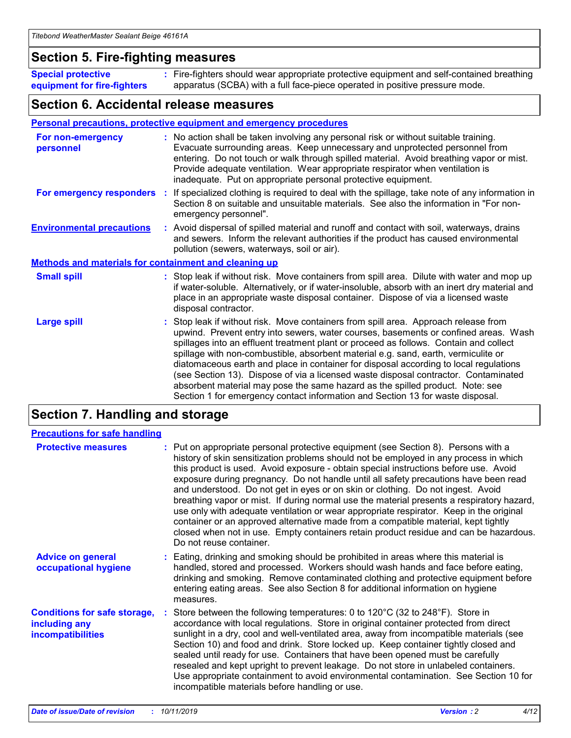## Section 5. Fire-fighting measures

**Special protective equipment for fire-fighters** : Fire-fighters should wear appropriate protective equipment and self-contained breathing apparatus (SCBA) with a full face-piece operated in positive pressure mode.

## Section 6. Accidental release measures

### Personal precautions, protective equipment and emergency procedures

**For non-emergency personnel** : No action shall be taken involving any personal risk or without suitable training. Evacuate surrounding areas. Keep unnecessary and unprotected personnel from entering. Do not touch or walk through spilled material. Avoid breathing vapor or mist. Provide adequate ventilation. Wear appropriate respirator when ventilation is inadequate. Put on appropriate personal protective equipment.

**For emergency responders** : If specialized clothing is required to deal with the spillage, take note of any information in Section 8 on suitable and unsuitable materials. See also the information in "For non-emergency personnel".

**Environmental precautions** : Avoid dispersal of spilled material and runoff and contact with soil, waterways, drains and sewers. Inform the relevant authorities if the product has caused environmental pollution (sewers, waterways, soil or air).

### Methods and materials for containment and cleaning up

**Small spill** : Stop leak if without risk. Move containers from spill area. Dilute with water and mop up if water-soluble. Alternatively, or if water-insoluble, absorb with an inert dry material and place in an appropriate waste disposal container. Dispose of via a licensed waste disposal contractor.

**Large spill** : Stop leak if without risk. Move containers from spill area. Approach release from upwind. Prevent entry into sewers, water courses, basements or confined areas. Wash spillages into an effluent treatment plant or proceed as follows. Contain and collect spillage with non-combustible, absorbent material e.g. sand, earth, vermiculite or diatomaceous earth and place in container for disposal according to local regulations (see Section 13). Dispose of via a licensed waste disposal contractor. Contaminated absorbent material may pose the same hazard as the spilled product. Note: see Section 1 for emergency contact information and Section 13 for waste disposal.

## Section 7. Handling and storage

### Precautions for safe handling

**Protective measures** : Put on appropriate personal protective equipment (see Section 8). Persons with a history of skin sensitization problems should not be employed in any process in which this product is used. Avoid exposure - obtain special instructions before use. Avoid exposure during pregnancy. Do not handle until all safety precautions have been read and understood. Do not get in eyes or on skin or clothing. Do not ingest. Avoid breathing vapor or mist. If during normal use the material presents a respiratory hazard, use only with adequate ventilation or wear appropriate respirator. Keep in the original container or an approved alternative made from a compatible material, kept tightly closed when not in use. Empty containers retain product residue and can be hazardous. Do not reuse container.

**Advice on general occupational hygiene** : Eating, drinking and smoking should be prohibited in areas where this material is handled, stored and processed. Workers should wash hands and face before eating, drinking and smoking. Remove contaminated clothing and protective equipment before entering eating areas. See also Section 8 for additional information on hygiene measures.

**Conditions for safe storage, including any incompatibilities** : Store between the following temperatures: 0 to 120°C (32 to 248°F). Store in accordance with local regulations. Store in original container protected from direct sunlight in a dry, cool and well-ventilated area, away from incompatible materials (see Section 10) and food and drink. Store locked up. Keep container tightly closed and sealed until ready for use. Containers that have been opened must be carefully resealed and kept upright to prevent leakage. Do not store in unlabeled containers. Use appropriate containment to avoid environmental contamination. See Section 10 for incompatible materials before handling or use.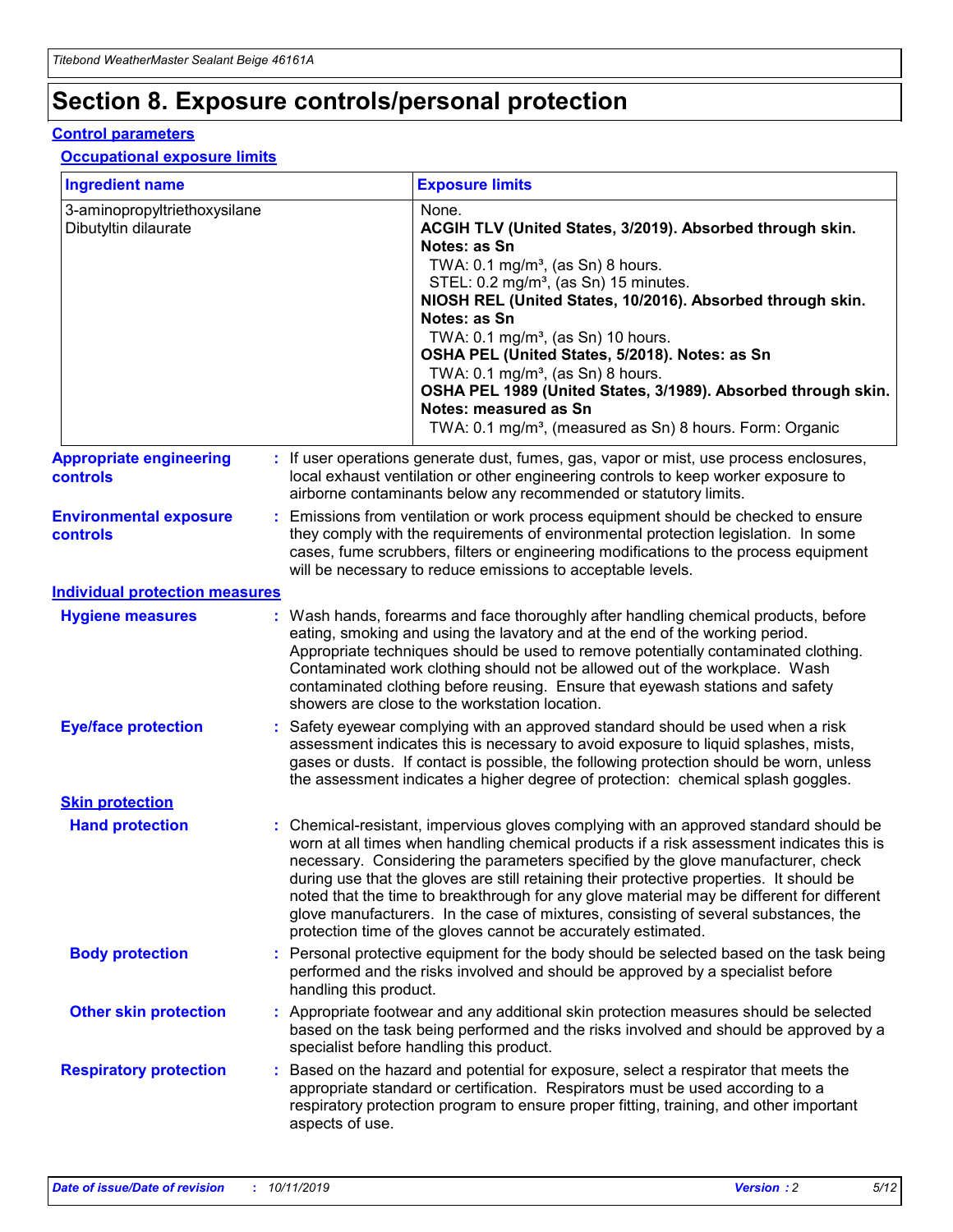# Section 8. Exposure controls/personal protection

## Control parameters

### Occupational exposure limits

| Ingredient name | Exposure limits |
| --- | --- |
| 3-aminopropyltriethoxysilane<br>Dibutyltin dilaurate | None.<br>**ACGIH TLV (United States, 3/2019). Absorbed through skin. Notes: as Sn**<br>TWA: 0.1 mg/m³, (as Sn) 8 hours.<br>STEL: 0.2 mg/m³, (as Sn) 15 minutes.<br>**NIOSH REL (United States, 10/2016). Absorbed through skin. Notes: as Sn**<br>TWA: 0.1 mg/m³, (as Sn) 10 hours.<br>**OSHA PEL (United States, 5/2018). Notes: as Sn**<br>TWA: 0.1 mg/m³, (as Sn) 8 hours.<br>**OSHA PEL 1989 (United States, 3/1989). Absorbed through skin. Notes: measured as Sn**<br>TWA: 0.1 mg/m³, (measured as Sn) 8 hours. Form: Organic |

**Appropriate engineering controls** : If user operations generate dust, fumes, gas, vapor or mist, use process enclosures, local exhaust ventilation or other engineering controls to keep worker exposure to airborne contaminants below any recommended or statutory limits.

**Environmental exposure controls** : Emissions from ventilation or work process equipment should be checked to ensure they comply with the requirements of environmental protection legislation. In some cases, fume scrubbers, filters or engineering modifications to the process equipment will be necessary to reduce emissions to acceptable levels.

## Individual protection measures

**Hygiene measures** : Wash hands, forearms and face thoroughly after handling chemical products, before eating, smoking and using the lavatory and at the end of the working period. Appropriate techniques should be used to remove potentially contaminated clothing. Contaminated work clothing should not be allowed out of the workplace. Wash contaminated clothing before reusing. Ensure that eyewash stations and safety showers are close to the workstation location.

**Eye/face protection** : Safety eyewear complying with an approved standard should be used when a risk assessment indicates this is necessary to avoid exposure to liquid splashes, mists, gases or dusts. If contact is possible, the following protection should be worn, unless the assessment indicates a higher degree of protection: chemical splash goggles.

### Skin protection

**Hand protection** : Chemical-resistant, impervious gloves complying with an approved standard should be worn at all times when handling chemical products if a risk assessment indicates this is necessary. Considering the parameters specified by the glove manufacturer, check during use that the gloves are still retaining their protective properties. It should be noted that the time to breakthrough for any glove material may be different for different glove manufacturers. In the case of mixtures, consisting of several substances, the protection time of the gloves cannot be accurately estimated.

**Body protection** : Personal protective equipment for the body should be selected based on the task being performed and the risks involved and should be approved by a specialist before handling this product.

**Other skin protection** : Appropriate footwear and any additional skin protection measures should be selected based on the task being performed and the risks involved and should be approved by a specialist before handling this product.

**Respiratory protection** : Based on the hazard and potential for exposure, select a respirator that meets the appropriate standard or certification. Respirators must be used according to a respiratory protection program to ensure proper fitting, training, and other important aspects of use.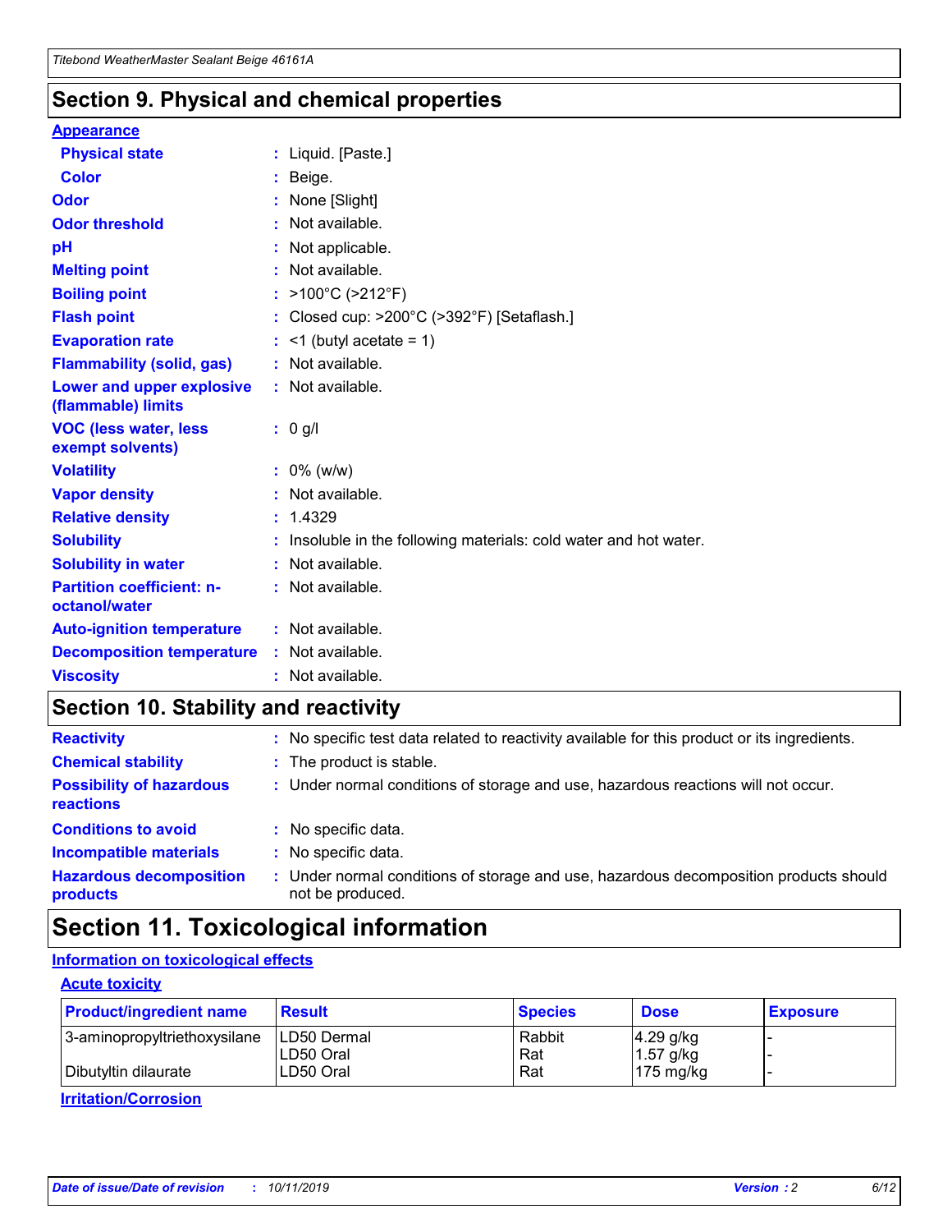## Section 9. Physical and chemical properties

### Appearance

| | | |
|---|---|---|
| **Physical state** | : | Liquid. [Paste.] |
| **Color** | : | Beige. |
| **Odor** | : | None [Slight] |
| **Odor threshold** | : | Not available. |
| **pH** | : | Not applicable. |
| **Melting point** | : | Not available. |
| **Boiling point** | : | >100°C (>212°F) |
| **Flash point** | : | Closed cup: >200°C (>392°F) [Setaflash.] |
| **Evaporation rate** | : | <1 (butyl acetate = 1) |
| **Flammability (solid, gas)** | : | Not available. |
| **Lower and upper explosive (flammable) limits** | : | Not available. |
| **VOC (less water, less exempt solvents)** | : | 0 g/l |
| **Volatility** | : | 0% (w/w) |
| **Vapor density** | : | Not available. |
| **Relative density** | : | 1.4329 |
| **Solubility** | : | Insoluble in the following materials: cold water and hot water. |
| **Solubility in water** | : | Not available. |
| **Partition coefficient: n-octanol/water** | : | Not available. |
| **Auto-ignition temperature** | : | Not available. |
| **Decomposition temperature** | : | Not available. |
| **Viscosity** | : | Not available. |

## Section 10. Stability and reactivity

| | | |
|---|---|---|
| **Reactivity** | : | No specific test data related to reactivity available for this product or its ingredients. |
| **Chemical stability** | : | The product is stable. |
| **Possibility of hazardous reactions** | : | Under normal conditions of storage and use, hazardous reactions will not occur. |
| **Conditions to avoid** | : | No specific data. |
| **Incompatible materials** | : | No specific data. |
| **Hazardous decomposition products** | : | Under normal conditions of storage and use, hazardous decomposition products should not be produced. |

## Section 11. Toxicological information

### Information on toxicological effects

#### Acute toxicity

| Product/ingredient name | Result | Species | Dose | Exposure |
|---|---|---|---|---|
| 3-aminopropyltriethoxysilane | LD50 Dermal | Rabbit | 4.29 g/kg | - |
| | LD50 Oral | Rat | 1.57 g/kg | - |
| Dibutyltin dilaurate | LD50 Oral | Rat | 175 mg/kg | - |

#### Irritation/Corrosion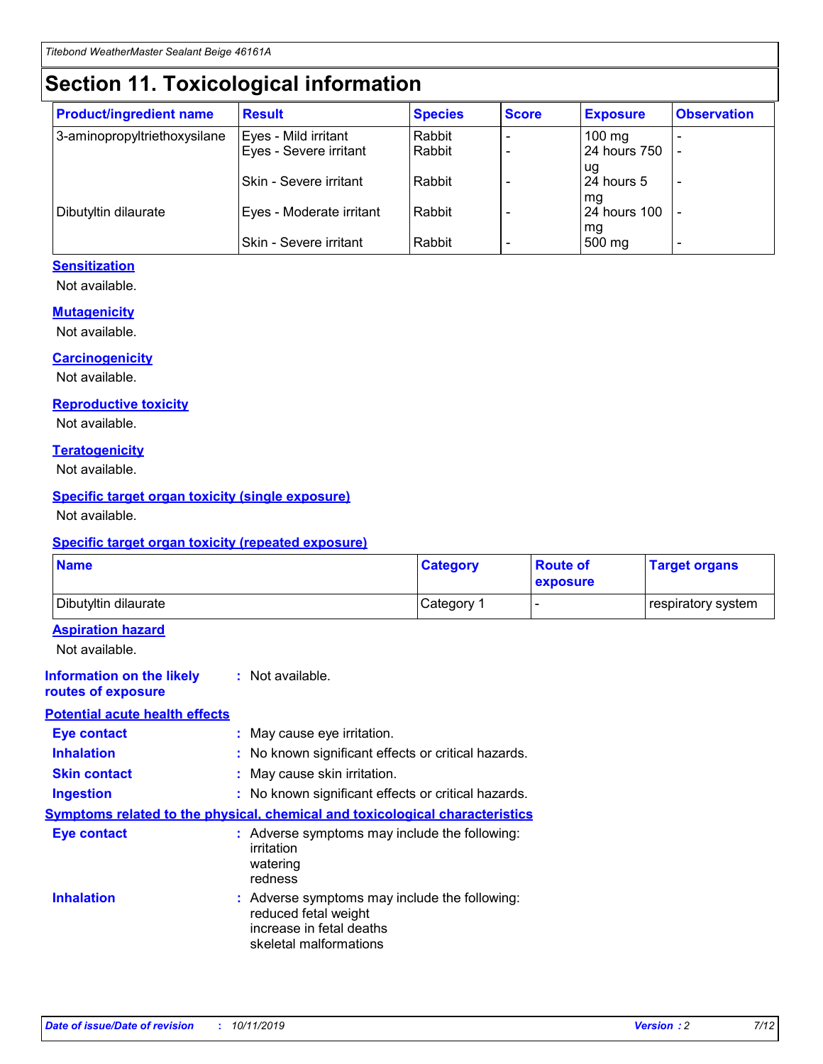# Section 11. Toxicological information

| Product/ingredient name | Result | Species | Score | Exposure | Observation |
|---|---|---|---|---|---|
| 3-aminopropyltriethoxysilane | Eyes - Mild irritant | Rabbit | - | 100 mg | - |
| | Eyes - Severe irritant | Rabbit | - | 24 hours 750 ug | - |
| | Skin - Severe irritant | Rabbit | - | 24 hours 5 mg | - |
| Dibutyltin dilaurate | Eyes - Moderate irritant | Rabbit | - | 24 hours 100 mg | - |
| | Skin - Severe irritant | Rabbit | - | 500 mg | - |

### Sensitization

Not available.

### Mutagenicity

Not available.

### Carcinogenicity

Not available.

### Reproductive toxicity

Not available.

### Teratogenicity

Not available.

### Specific target organ toxicity (single exposure)

Not available.

### Specific target organ toxicity (repeated exposure)

| Name | Category | Route of exposure | Target organs |
|---|---|---|---|
| Dibutyltin dilaurate | Category 1 | - | respiratory system |

### Aspiration hazard

Not available.

**Information on the likely routes of exposure** : Not available.

### Potential acute health effects

**Eye contact** : May cause eye irritation.

**Inhalation** : No known significant effects or critical hazards.

**Skin contact** : May cause skin irritation.

**Ingestion** : No known significant effects or critical hazards.

### Symptoms related to the physical, chemical and toxicological characteristics

**Eye contact** : Adverse symptoms may include the following:
irritation
watering
redness

**Inhalation** : Adverse symptoms may include the following:
reduced fetal weight
increase in fetal deaths
skeletal malformations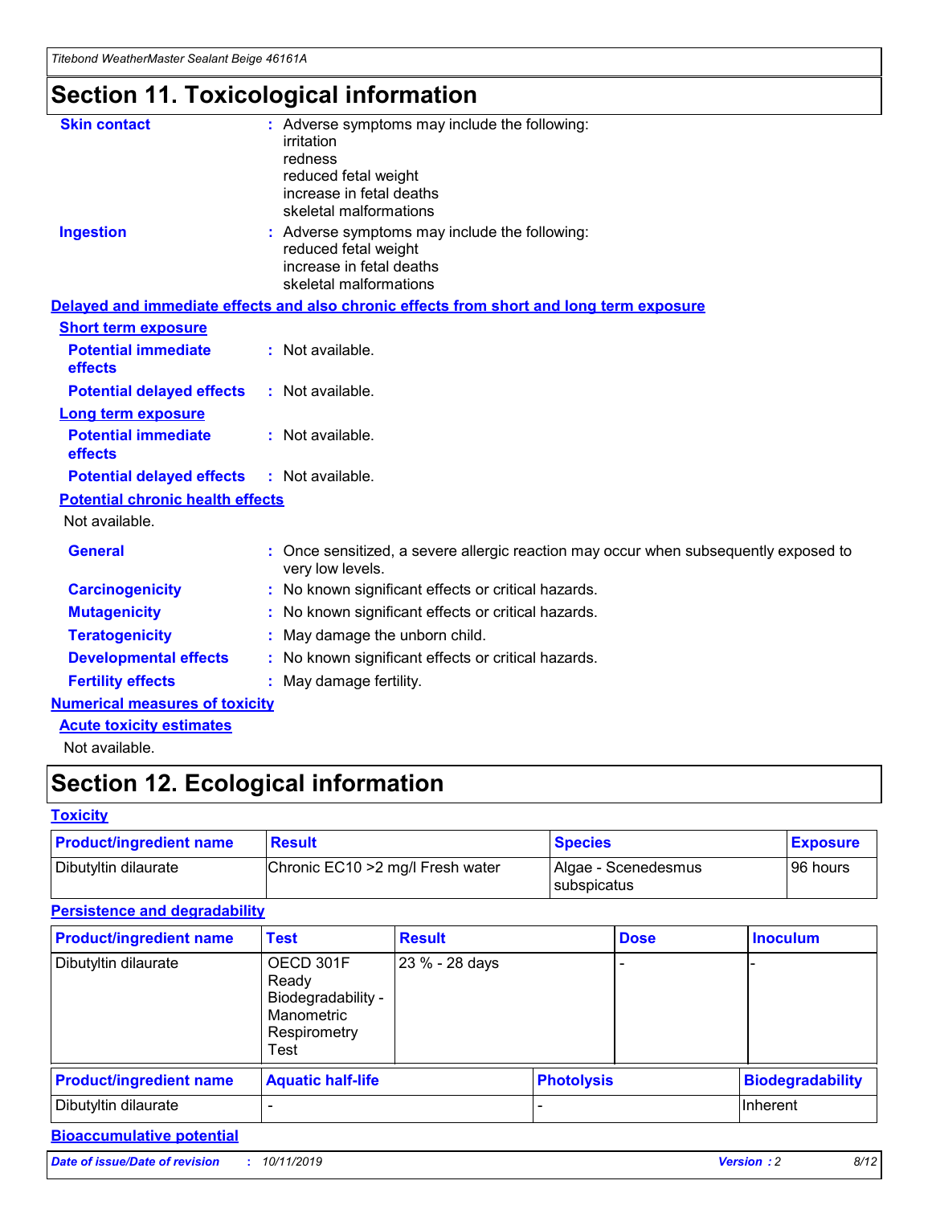# Section 11. Toxicological information

**Skin contact** : Adverse symptoms may include the following:
irritation
redness
reduced fetal weight
increase in fetal deaths
skeletal malformations

**Ingestion** : Adverse symptoms may include the following:
reduced fetal weight
increase in fetal deaths
skeletal malformations

## Delayed and immediate effects and also chronic effects from short and long term exposure

### Short term exposure

**Potential immediate effects** : Not available.

**Potential delayed effects** : Not available.

### Long term exposure

**Potential immediate effects** : Not available.

**Potential delayed effects** : Not available.

### Potential chronic health effects

Not available.

**General** : Once sensitized, a severe allergic reaction may occur when subsequently exposed to very low levels.

**Carcinogenicity** : No known significant effects or critical hazards.

**Mutagenicity** : No known significant effects or critical hazards.

**Teratogenicity** : May damage the unborn child.

**Developmental effects** : No known significant effects or critical hazards.

**Fertility effects** : May damage fertility.

## Numerical measures of toxicity

### Acute toxicity estimates

Not available.

# Section 12. Ecological information

## Toxicity

| Product/ingredient name | Result | Species | Exposure |
| --- | --- | --- | --- |
| Dibutyltin dilaurate | Chronic EC10 >2 mg/l Fresh water | Algae - Scenedesmus subspicatus | 96 hours |

## Persistence and degradability

| Product/ingredient name | Test | Result | Dose | Inoculum |
| --- | --- | --- | --- | --- |
| Dibutyltin dilaurate | OECD 301F Ready Biodegradability - Manometric Respirometry Test | 23 % - 28 days | - | - |

| Product/ingredient name | Aquatic half-life | Photolysis | Biodegradability |
| --- | --- | --- | --- |
| Dibutyltin dilaurate | - | - | Inherent |

## Bioaccumulative potential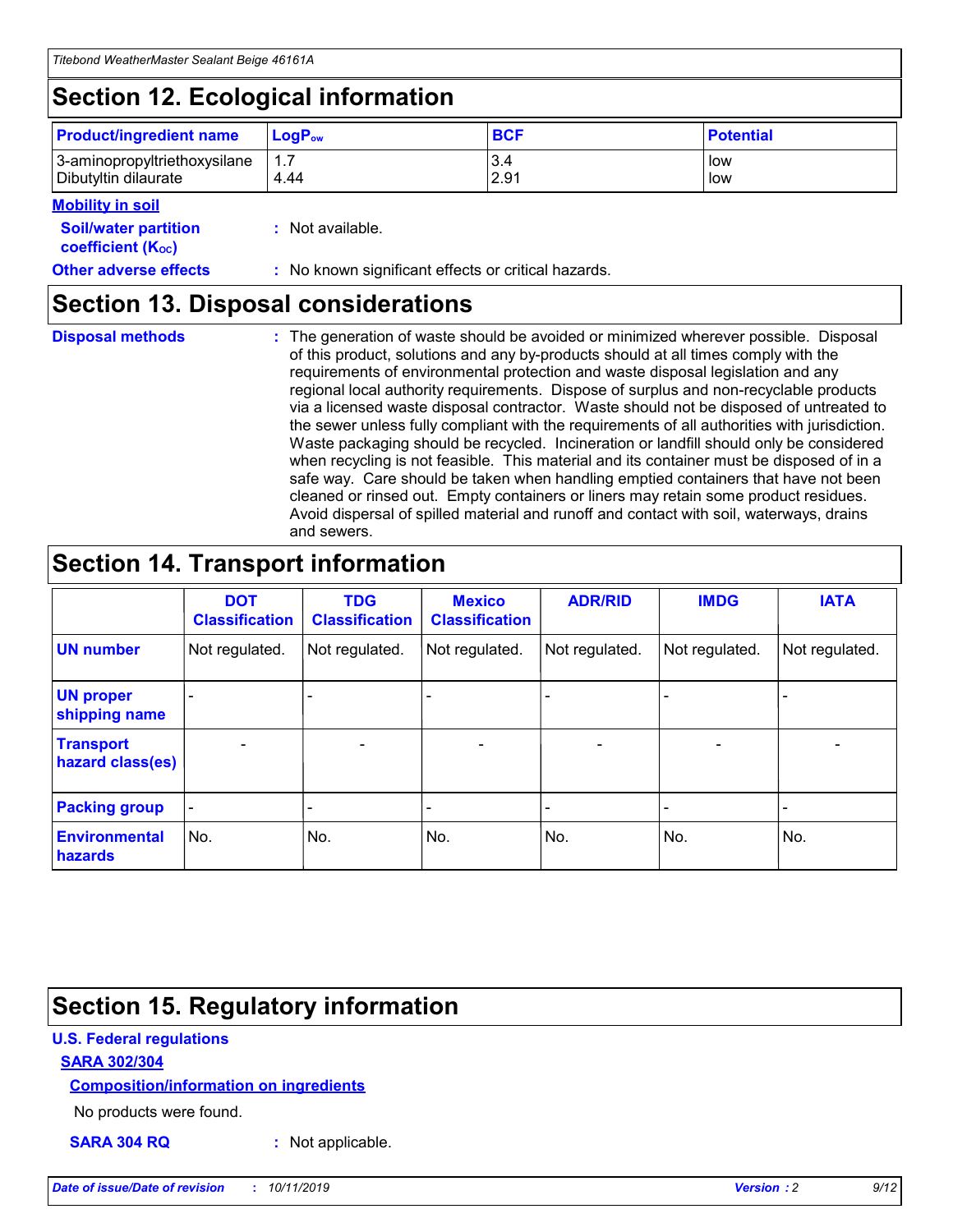## Section 12. Ecological information

| Product/ingredient name | $LogP_{ow}$ | BCF | Potential |
|---|---|---|---|
| 3-aminopropyltriethoxysilane | 1.7 | 3.4 | low |
| Dibutyltin dilaurate | 4.44 | 2.91 | low |

**Mobility in soil**

**Soil/water partition coefficient ($K_{OC}$)** : Not available.

**Other adverse effects** : No known significant effects or critical hazards.

## Section 13. Disposal considerations

**Disposal methods** : The generation of waste should be avoided or minimized wherever possible. Disposal of this product, solutions and any by-products should at all times comply with the requirements of environmental protection and waste disposal legislation and any regional local authority requirements. Dispose of surplus and non-recyclable products via a licensed waste disposal contractor. Waste should not be disposed of untreated to the sewer unless fully compliant with the requirements of all authorities with jurisdiction. Waste packaging should be recycled. Incineration or landfill should only be considered when recycling is not feasible. This material and its container must be disposed of in a safe way. Care should be taken when handling emptied containers that have not been cleaned or rinsed out. Empty containers or liners may retain some product residues. Avoid dispersal of spilled material and runoff and contact with soil, waterways, drains and sewers.

## Section 14. Transport information

| | DOT Classification | TDG Classification | Mexico Classification | ADR/RID | IMDG | IATA |
|---|---|---|---|---|---|---|
| UN number | Not regulated. | Not regulated. | Not regulated. | Not regulated. | Not regulated. | Not regulated. |
| UN proper shipping name | - | - | - | - | - | - |
| Transport hazard class(es) | - | - | - | - | - | - |
| Packing group | - | - | - | - | - | - |
| Environmental hazards | No. | No. | No. | No. | No. | No. |

## Section 15. Regulatory information

**U.S. Federal regulations**

**SARA 302/304**

**Composition/information on ingredients**

No products were found.

**SARA 304 RQ** : Not applicable.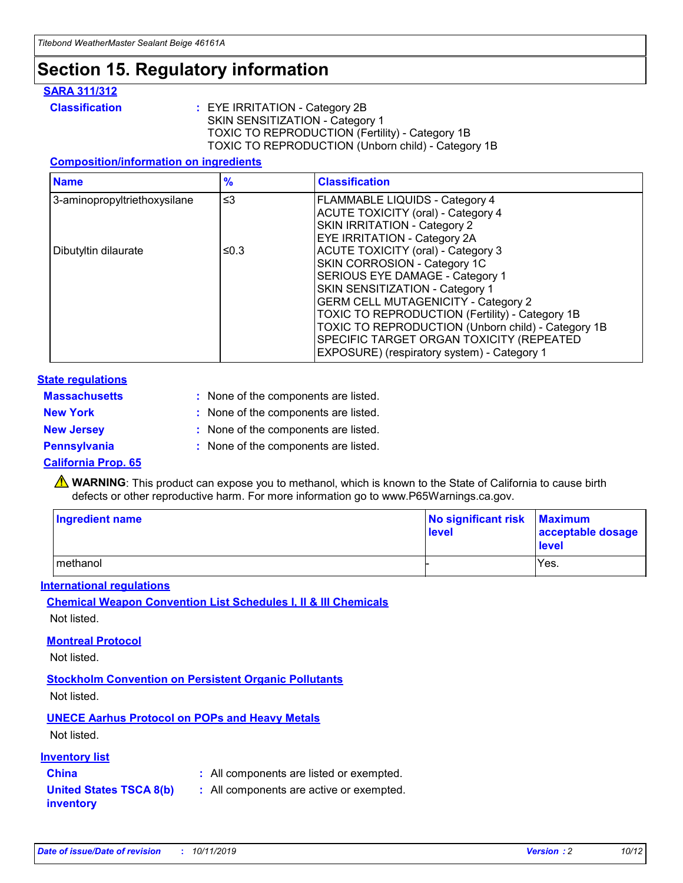# Section 15. Regulatory information

### SARA 311/312

**Classification** : EYE IRRITATION - Category 2B
SKIN SENSITIZATION - Category 1
TOXIC TO REPRODUCTION (Fertility) - Category 1B
TOXIC TO REPRODUCTION (Unborn child) - Category 1B

#### Composition/information on ingredients

| Name | % | Classification |
|---|---|---|
| 3-aminopropyltriethoxysilane | ≤3 | FLAMMABLE LIQUIDS - Category 4<br>ACUTE TOXICITY (oral) - Category 4<br>SKIN IRRITATION - Category 2<br>EYE IRRITATION - Category 2A |
| Dibutyltin dilaurate | ≤0.3 | ACUTE TOXICITY (oral) - Category 3<br>SKIN CORROSION - Category 1C<br>SERIOUS EYE DAMAGE - Category 1<br>SKIN SENSITIZATION - Category 1<br>GERM CELL MUTAGENICITY - Category 2<br>TOXIC TO REPRODUCTION (Fertility) - Category 1B<br>TOXIC TO REPRODUCTION (Unborn child) - Category 1B<br>SPECIFIC TARGET ORGAN TOXICITY (REPEATED EXPOSURE) (respiratory system) - Category 1 |

### State regulations

**Massachusetts** : None of the components are listed.

**New York** : None of the components are listed.

**New Jersey** : None of the components are listed.

**Pennsylvania** : None of the components are listed.

### California Prop. 65

⚠ **WARNING**: This product can expose you to methanol, which is known to the State of California to cause birth defects or other reproductive harm. For more information go to www.P65Warnings.ca.gov.

| Ingredient name | No significant risk level | Maximum acceptable dosage level |
|---|---|---|
| methanol | - | Yes. |

### International regulations

#### Chemical Weapon Convention List Schedules I, II & III Chemicals

Not listed.

#### Montreal Protocol

Not listed.

#### Stockholm Convention on Persistent Organic Pollutants

Not listed.

#### UNECE Aarhus Protocol on POPs and Heavy Metals

Not listed.

### Inventory list

**China** : All components are listed or exempted.

**United States TSCA 8(b) inventory** : All components are active or exempted.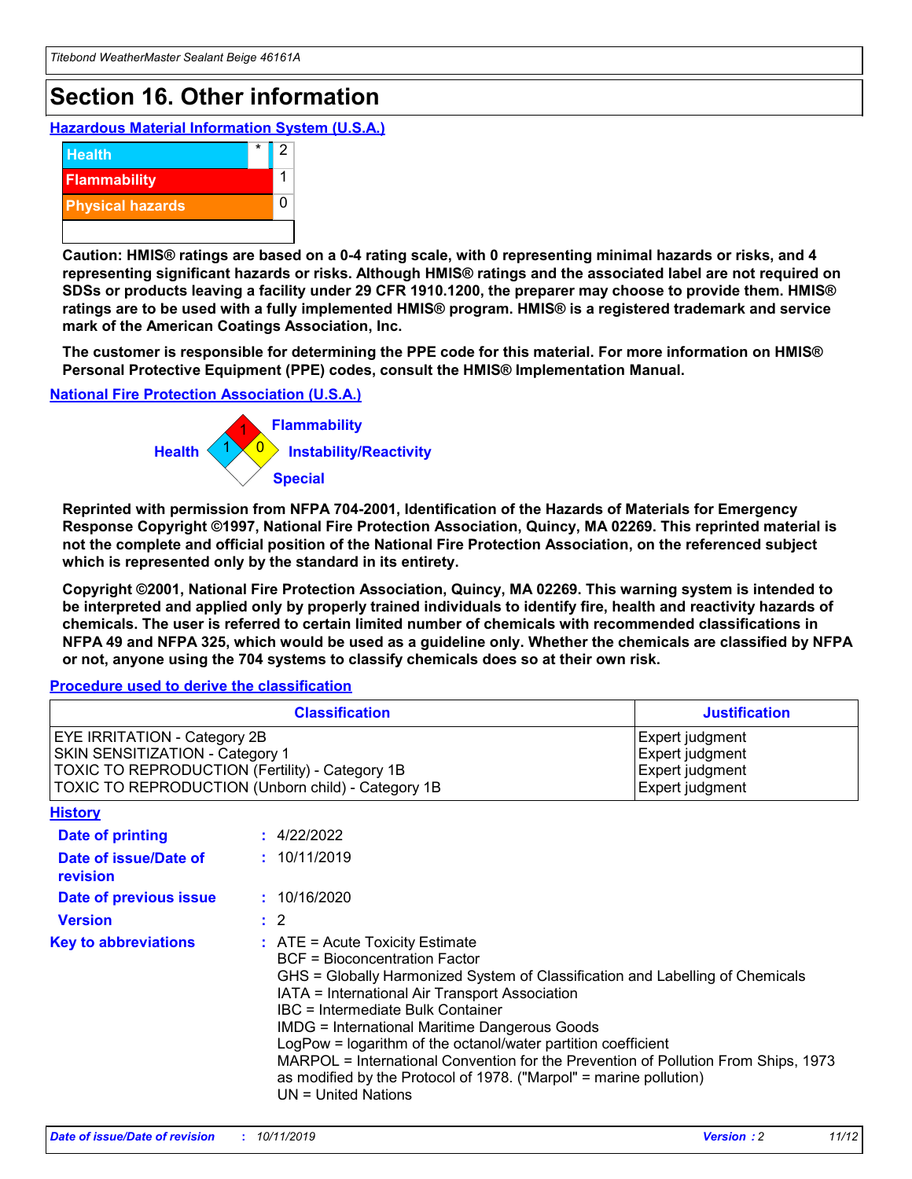# Section 16. Other information

### Hazardous Material Information System (U.S.A.)

| | | |
|---|---|---|
| Health | * | 2 |
| Flammability | | 1 |
| Physical hazards | | 0 |
| | | |

**Caution: HMIS® ratings are based on a 0-4 rating scale, with 0 representing minimal hazards or risks, and 4 representing significant hazards or risks. Although HMIS® ratings and the associated label are not required on SDSs or products leaving a facility under 29 CFR 1910.1200, the preparer may choose to provide them. HMIS® ratings are to be used with a fully implemented HMIS® program. HMIS® is a registered trademark and service mark of the American Coatings Association, Inc.**

**The customer is responsible for determining the PPE code for this material. For more information on HMIS® Personal Protective Equipment (PPE) codes, consult the HMIS® Implementation Manual.**

### National Fire Protection Association (U.S.A.)

Flammability: 1
Health: 1
Instability/Reactivity: 0
Special

**Reprinted with permission from NFPA 704-2001, Identification of the Hazards of Materials for Emergency Response Copyright ©1997, National Fire Protection Association, Quincy, MA 02269. This reprinted material is not the complete and official position of the National Fire Protection Association, on the referenced subject which is represented only by the standard in its entirety.**

**Copyright ©2001, National Fire Protection Association, Quincy, MA 02269. This warning system is intended to be interpreted and applied only by properly trained individuals to identify fire, health and reactivity hazards of chemicals. The user is referred to certain limited number of chemicals with recommended classifications in NFPA 49 and NFPA 325, which would be used as a guideline only. Whether the chemicals are classified by NFPA or not, anyone using the 704 systems to classify chemicals does so at their own risk.**

### Procedure used to derive the classification

| Classification | Justification |
|---|---|
| EYE IRRITATION - Category 2B | Expert judgment |
| SKIN SENSITIZATION - Category 1 | Expert judgment |
| TOXIC TO REPRODUCTION (Fertility) - Category 1B | Expert judgment |
| TOXIC TO REPRODUCTION (Unborn child) - Category 1B | Expert judgment |

### History

**Date of printing** : 4/22/2022

**Date of issue/Date of revision** : 10/11/2019

**Date of previous issue** : 10/16/2020

**Version** : 2

**Key to abbreviations** :
ATE = Acute Toxicity Estimate
BCF = Bioconcentration Factor
GHS = Globally Harmonized System of Classification and Labelling of Chemicals
IATA = International Air Transport Association
IBC = Intermediate Bulk Container
IMDG = International Maritime Dangerous Goods
LogPow = logarithm of the octanol/water partition coefficient
MARPOL = International Convention for the Prevention of Pollution From Ships, 1973 as modified by the Protocol of 1978. ("Marpol" = marine pollution)
UN = United Nations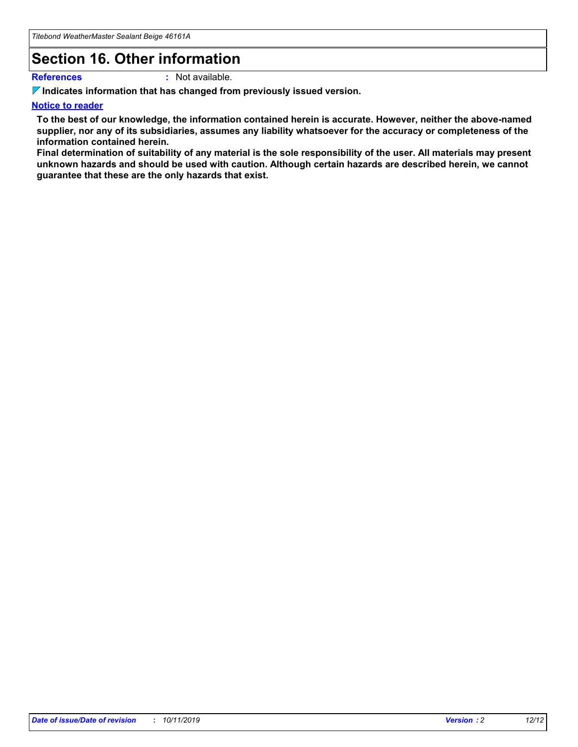# Section 16. Other information

**References** : Not available.

**Indicates information that has changed from previously issued version.**

**Notice to reader**

**To the best of our knowledge, the information contained herein is accurate. However, neither the above-named supplier, nor any of its subsidiaries, assumes any liability whatsoever for the accuracy or completeness of the information contained herein.**

**Final determination of suitability of any material is the sole responsibility of the user. All materials may present unknown hazards and should be used with caution. Although certain hazards are described herein, we cannot guarantee that these are the only hazards that exist.**